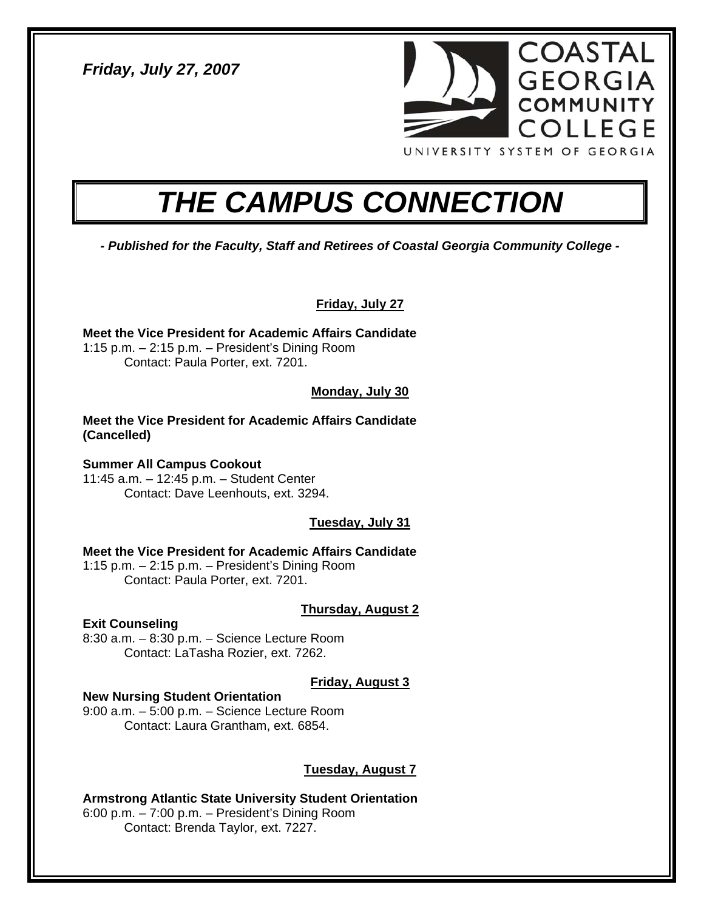*Friday, July 27, 2007*

COASTAL GEORGIA COMMUNITY COLLEGE

UNIVERSITY SYSTEM OF GEORGIA

# *THE CAMPUS CONNECTION*

***- Published for the Faculty, Staff and Retirees of Coastal Georgia Community College -***

## Friday, July 27

**Meet the Vice President for Academic Affairs Candidate**
1:15 p.m. – 2:15 p.m. – President's Dining Room
Contact: Paula Porter, ext. 7201.

## Monday, July 30

**Meet the Vice President for Academic Affairs Candidate (Cancelled)**

**Summer All Campus Cookout**
11:45 a.m. – 12:45 p.m. – Student Center
Contact: Dave Leenhouts, ext. 3294.

## Tuesday, July 31

**Meet the Vice President for Academic Affairs Candidate**
1:15 p.m. – 2:15 p.m. – President's Dining Room
Contact: Paula Porter, ext. 7201.

## Thursday, August 2

**Exit Counseling**
8:30 a.m. – 8:30 p.m. – Science Lecture Room
Contact: LaTasha Rozier, ext. 7262.

## Friday, August 3

**New Nursing Student Orientation**
9:00 a.m. – 5:00 p.m. – Science Lecture Room
Contact: Laura Grantham, ext. 6854.

## Tuesday, August 7

**Armstrong Atlantic State University Student Orientation**
6:00 p.m. – 7:00 p.m. – President's Dining Room
Contact: Brenda Taylor, ext. 7227.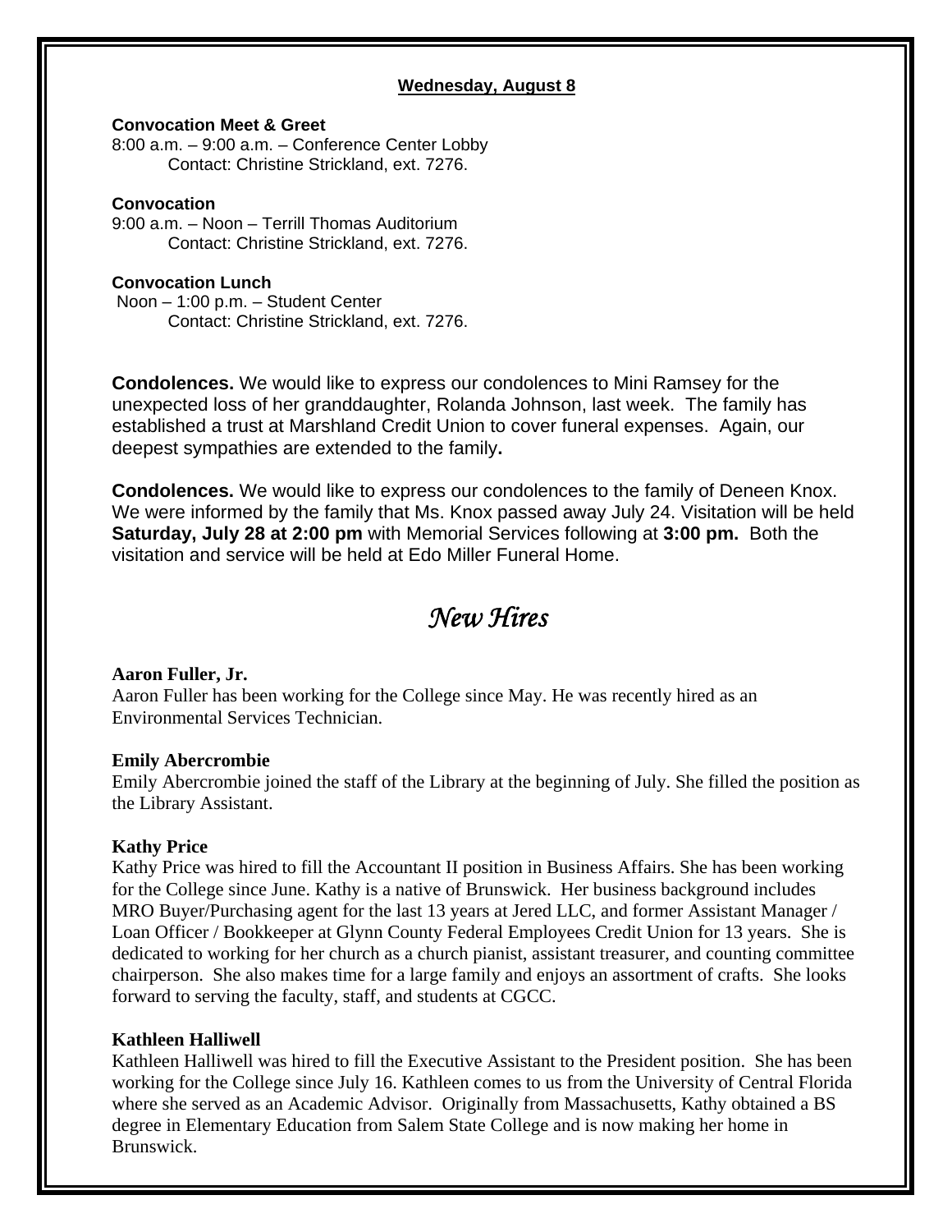**Wednesday, August 8**

**Convocation Meet & Greet**
8:00 a.m. – 9:00 a.m. – Conference Center Lobby
Contact: Christine Strickland, ext. 7276.

**Convocation**
9:00 a.m. – Noon – Terrill Thomas Auditorium
Contact: Christine Strickland, ext. 7276.

**Convocation Lunch**
Noon – 1:00 p.m. – Student Center
Contact: Christine Strickland, ext. 7276.

**Condolences.** We would like to express our condolences to Mini Ramsey for the unexpected loss of her granddaughter, Rolanda Johnson, last week. The family has established a trust at Marshland Credit Union to cover funeral expenses. Again, our deepest sympathies are extended to the family**.**

**Condolences.** We would like to express our condolences to the family of Deneen Knox. We were informed by the family that Ms. Knox passed away July 24. Visitation will be held **Saturday, July 28 at 2:00 pm** with Memorial Services following at **3:00 pm.** Both the visitation and service will be held at Edo Miller Funeral Home.

# *New Hires*

**Aaron Fuller, Jr.**
Aaron Fuller has been working for the College since May. He was recently hired as an Environmental Services Technician.

**Emily Abercrombie**
Emily Abercrombie joined the staff of the Library at the beginning of July. She filled the position as the Library Assistant.

**Kathy Price**
Kathy Price was hired to fill the Accountant II position in Business Affairs. She has been working for the College since June. Kathy is a native of Brunswick. Her business background includes MRO Buyer/Purchasing agent for the last 13 years at Jered LLC, and former Assistant Manager / Loan Officer / Bookkeeper at Glynn County Federal Employees Credit Union for 13 years. She is dedicated to working for her church as a church pianist, assistant treasurer, and counting committee chairperson. She also makes time for a large family and enjoys an assortment of crafts. She looks forward to serving the faculty, staff, and students at CGCC.

**Kathleen Halliwell**
Kathleen Halliwell was hired to fill the Executive Assistant to the President position. She has been working for the College since July 16. Kathleen comes to us from the University of Central Florida where she served as an Academic Advisor. Originally from Massachusetts, Kathy obtained a BS degree in Elementary Education from Salem State College and is now making her home in Brunswick.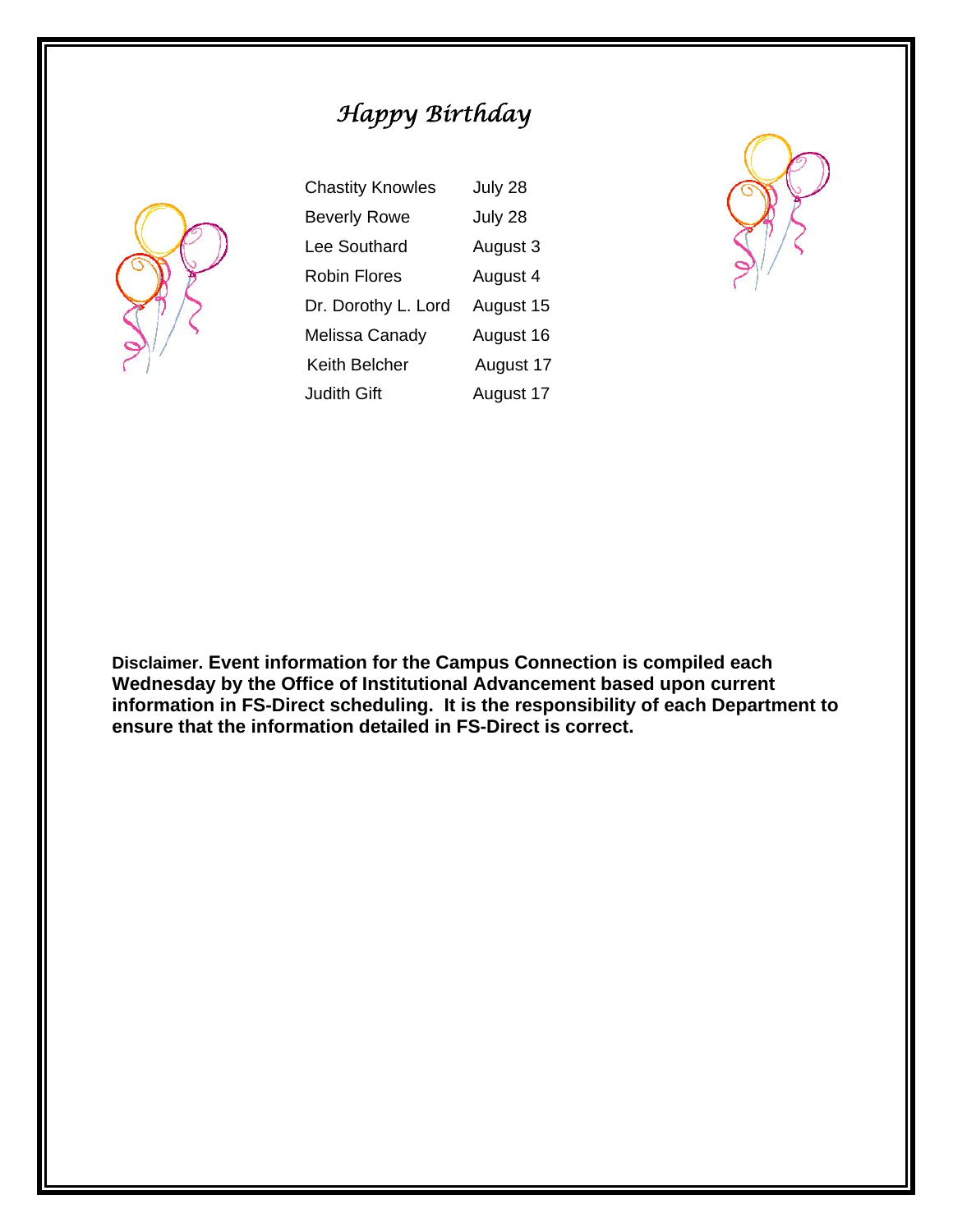# *Happy Birthday*

| | |
|---|---|
| Chastity Knowles | July 28 |
| Beverly Rowe | July 28 |
| Lee Southard | August 3 |
| Robin Flores | August 4 |
| Dr. Dorothy L. Lord | August 15 |
| Melissa Canady | August 16 |
| Keith Belcher | August 17 |
| Judith Gift | August 17 |

**Disclaimer. Event information for the Campus Connection is compiled each Wednesday by the Office of Institutional Advancement based upon current information in FS-Direct scheduling. It is the responsibility of each Department to ensure that the information detailed in FS-Direct is correct.**